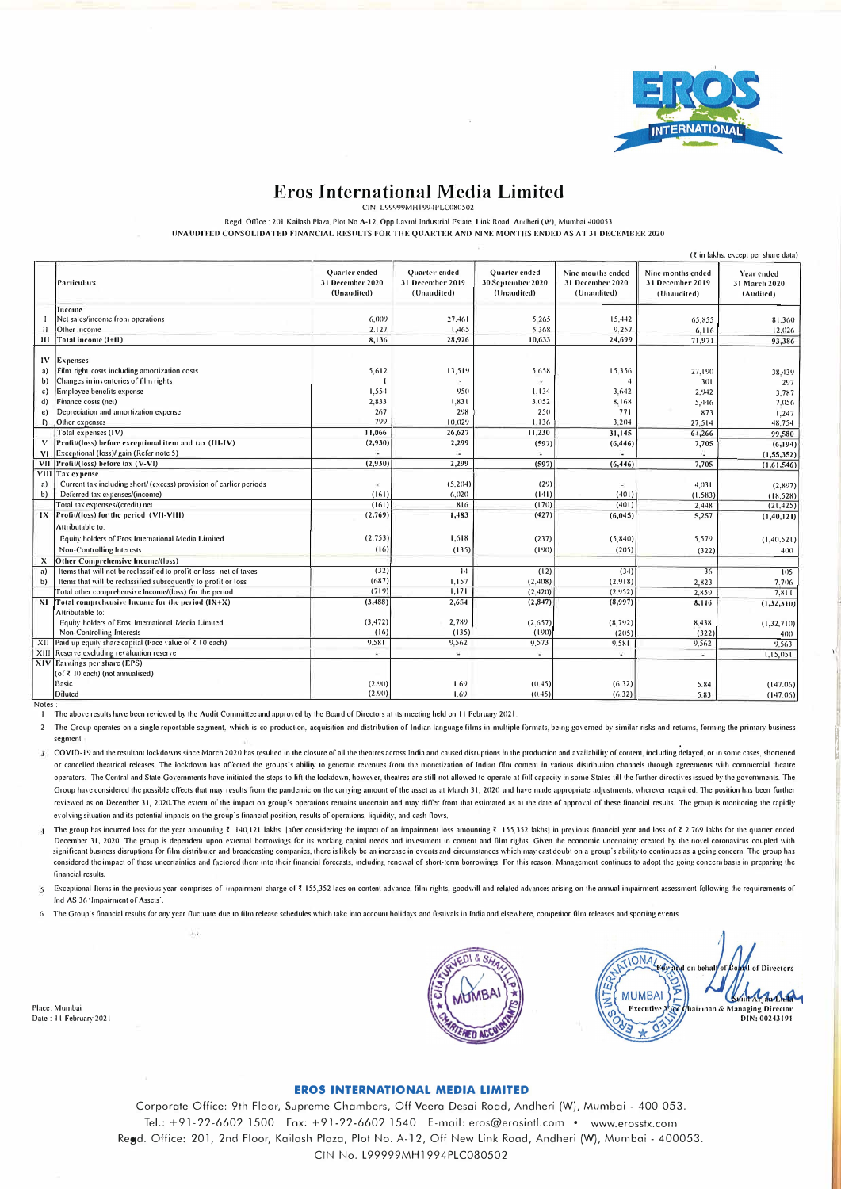# Eros International Media Limited

CIN: L99999MH1994PLC080502

Regd Office : 201 Kailash Plaza, Plot No A-12, Opp Laxmi Industrial Estate, Link Road, Andheri (W), Mumbai 400053

UNAUDITED CONSOLIDATED FINANCIAL RESULTS FOR THE QUARTER AND NINE MONTHS ENDED AS AT 31 DECEMBER 2020

(₹ in lakhs, except per share data)

| | Particulars | Quarter ended 31 December 2020 (Unaudited) | Quarter ended 31 December 2019 (Unaudited) | Quarter ended 30 September 2020 (Unaudited) | Nine months ended 31 December 2020 (Unaudited) | Nine months ended 31 December 2019 (Unaudited) | Year ended 31 March 2020 (Audited) |
|---|---|---|---|---|---|---|---|
| | Income | | | | | | |
| I | Net sales/income from operations | 6,009 | 27,461 | 5,265 | 15,442 | 65,855 | 81,360 |
| II | Other income | 2,127 | 1,465 | 5,368 | 9,257 | 6,116 | 12,026 |
| III | Total income (I+II) | 8,136 | 28,926 | 10,633 | 24,699 | 71,971 | 93,386 |
| IV | Expenses | | | | | | |
| a) | Film right costs including amortization costs | 5,612 | 13,519 | 5,658 | 15,356 | 27,190 | 38,439 |
| b) | Changes in inventories of film rights | 1 | - | - | 4 | 301 | 297 |
| c) | Employee benefits expense | 1,554 | 950 | 1,134 | 3,642 | 2,942 | 3,787 |
| d) | Finance costs (net) | 2,833 | 1,831 | 3,052 | 8,168 | 5,446 | 7,056 |
| e) | Depreciation and amortization expense | 267 | 298 | 250 | 771 | 873 | 1,247 |
| f) | Other expenses | 799 | 10,029 | 1,136 | 3,204 | 27,514 | 48,754 |
| | Total expenses (IV) | 11,066 | 26,627 | 11,230 | 31,145 | 64,266 | 99,580 |
| V | Profit/(loss) before exceptional item and tax (III-IV) | (2,930) | 2,299 | (597) | (6,446) | 7,705 | (6,194) |
| VI | Exceptional (loss)/ gain (Refer note 5) | - | - | - | - | - | (1,55,352) |
| VII | Profit/(loss) before tax (V-VI) | (2,930) | 2,299 | (597) | (6,446) | 7,705 | (1,61,546) |
| VIII | Tax expense | | | | | | |
| a) | Current tax including short/ (excess) provision of earlier periods | - | (5,204) | (29) | - | 4,031 | (2,897) |
| b) | Deferred tax expenses/(income) | (161) | 6,020 | (141) | (401) | (1,583) | (18,528) |
| | Total tax expenses/(credit) net | (161) | 816 | (170) | (401) | 2,448 | (21,425) |
| IX | Profit/(loss) for the period (VII-VIII) | (2,769) | 1,483 | (427) | (6,045) | 5,257 | (1,40,121) |
| | Attributable to: | | | | | | |
| | Equity holders of Eros International Media Limited | (2,753) | 1,618 | (237) | (5,840) | 5,579 | (1,40,521) |
| | Non-Controlling Interests | (16) | (135) | (190) | (205) | (322) | 400 |
| X | Other Comprehensive Income/(loss) | | | | | | |
| a) | Items that will not be reclassified to profit or loss- net of taxes | (32) | 14 | (12) | (34) | 36 | 105 |
| b) | Items that will be reclassified subsequently to profit or loss | (687) | 1,157 | (2,408) | (2,918) | 2,823 | 7,706 |
| | Total other comprehensive Income/(loss) for the period | (719) | 1,171 | (2,420) | (2,952) | 2,859 | 7,811 |
| XI | Total comprehensive Income for the period (IX+X) | (3,488) | 2,654 | (2,847) | (8,997) | 8,116 | (1,32,310) |
| | Attributable to: | | | | | | |
| | Equity holders of Eros International Media Limited | (3,472) | 2,789 | (2,657) | (8,792) | 8,438 | (1,32,710) |
| | Non-Controlling Interests | (16) | (135) | (190) | (205) | (322) | 400 |
| XII | Paid up equity share capital (Face value of ₹ 10 each) | 9,581 | 9,562 | 9,573 | 9,581 | 9,562 | 9,563 |
| XIII | Reserve excluding revaluation reserve | - | - | - | - | - | 1,15,051 |
| XIV | Earnings per share (EPS) | | | | | | |
| | (of ₹ 10 each) (not annualised) | | | | | | |
| | Basic | (2.90) | 1.69 | (0.45) | (6.32) | 5.84 | (147.06) |
| | Diluted | (2.90) | 1.69 | (0.45) | (6.32) | 5.83 | (147.06) |

Notes :

1. The above results have been reviewed by the Audit Committee and approved by the Board of Directors at its meeting held on 11 February 2021.
2. The Group operates on a single reportable segment, which is co-production, acquisition and distribution of Indian language films in multiple formats, being governed by similar risks and returns, forming the primary business segment.
3. COVID-19 and the resultant lockdowns since March 2020 has resulted in the closure of all the theatres across India and caused disruptions in the production and availability of content, including delayed, or in some cases, shortened or cancelled theatrical releases. The lockdown has affected the groups's ability to generate revenues from the monetization of Indian film content in various distribution channels through agreements with commercial theatre operators. The Central and State Governments have initiated the steps to lift the lockdown, however, theatres are still not allowed to operate at full capacity in some States till the further directives issued by the governments. The Group have considered the possible effects that may results from the pandemic on the carrying amount of the asset as at March 31, 2020 and have made appropriate adjustments, wherever required. The position has been further reviewed as on December 31, 2020.The extent of the impact on group's operations remains uncertain and may differ from that estimated as at the date of approval of these financial results. The group is monitoring the rapidly evolving situation and its potential impacts on the group's financial position, results of operations, liquidity, and cash flows.
4. The group has incurred loss for the year amounting ₹ 140,121 lakhs [after considering the impact of an impairment loss amounting ₹ 155,352 lakhs] in previous financial year and loss of ₹ 2,769 lakhs for the quarter ended December 31, 2020. The group is dependent upon external borrowings for its working capital needs and investment in content and film rights. Given the economic uncertainty created by the novel coronavirus coupled with significant business disruptions for film distributer and broadcasting companies, there is likely be an increase in events and circumstances which may cast doubt on a group's ability to continues as a going concern. The group has considered the impact of these uncertainties and factored them into their financial forecasts, including renewal of short-term borrowings. For this reason, Management continues to adopt the going concern basis in preparing the financial results.
5. Exceptional Items in the previous year comprises of impairment charge of ₹ 155,352 lacs on content advance, film rights, goodwill and related advances arising on the annual impairment assessment following the requirements of Ind AS 36 'Impairment of Assets'.
6. The Group's financial results for any year fluctuate due to film release schedules which take into account holidays and festivals in India and elsewhere, competitor film releases and sporting events.

Place: Mumbai
Date : 11 February 2021

For and on behalf of Board of Directors

Sunil Arjan Lulla
Executive Vice Chairman & Managing Director
DIN: 00243191

**EROS INTERNATIONAL MEDIA LIMITED**

Corporate Office: 9th Floor, Supreme Chambers, Off Veera Desai Road, Andheri (W), Mumbai - 400 053.
Tel.: +91-22-6602 1500 Fax: +91-22-6602 1540 E-mail: eros@erosintl.com • www.erosstx.com
Regd. Office: 201, 2nd Floor, Kailash Plaza, Plot No. A-12, Off New Link Road, Andheri (W), Mumbai - 400053.
CIN No. L99999MH1994PLC080502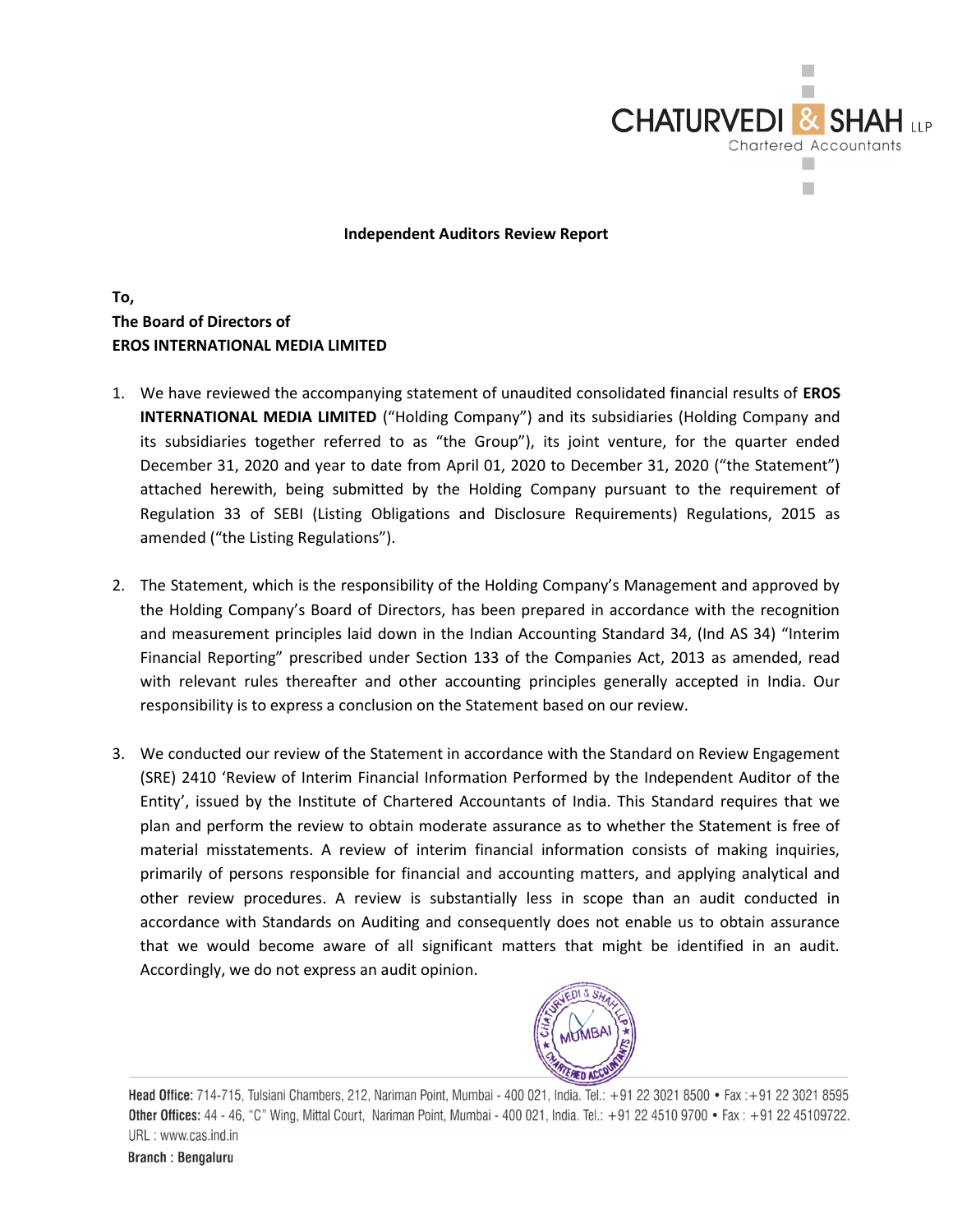**Independent Auditors Review Report**

**To,**
**The Board of Directors of**
**EROS INTERNATIONAL MEDIA LIMITED**

1. We have reviewed the accompanying statement of unaudited consolidated financial results of **EROS INTERNATIONAL MEDIA LIMITED** ("Holding Company") and its subsidiaries (Holding Company and its subsidiaries together referred to as "the Group"), its joint venture, for the quarter ended December 31, 2020 and year to date from April 01, 2020 to December 31, 2020 ("the Statement") attached herewith, being submitted by the Holding Company pursuant to the requirement of Regulation 33 of SEBI (Listing Obligations and Disclosure Requirements) Regulations, 2015 as amended ("the Listing Regulations").

2. The Statement, which is the responsibility of the Holding Company's Management and approved by the Holding Company's Board of Directors, has been prepared in accordance with the recognition and measurement principles laid down in the Indian Accounting Standard 34, (Ind AS 34) "Interim Financial Reporting" prescribed under Section 133 of the Companies Act, 2013 as amended, read with relevant rules thereafter and other accounting principles generally accepted in India. Our responsibility is to express a conclusion on the Statement based on our review.

3. We conducted our review of the Statement in accordance with the Standard on Review Engagement (SRE) 2410 'Review of Interim Financial Information Performed by the Independent Auditor of the Entity', issued by the Institute of Chartered Accountants of India. This Standard requires that we plan and perform the review to obtain moderate assurance as to whether the Statement is free of material misstatements. A review of interim financial information consists of making inquiries, primarily of persons responsible for financial and accounting matters, and applying analytical and other review procedures. A review is substantially less in scope than an audit conducted in accordance with Standards on Auditing and consequently does not enable us to obtain assurance that we would become aware of all significant matters that might be identified in an audit. Accordingly, we do not express an audit opinion.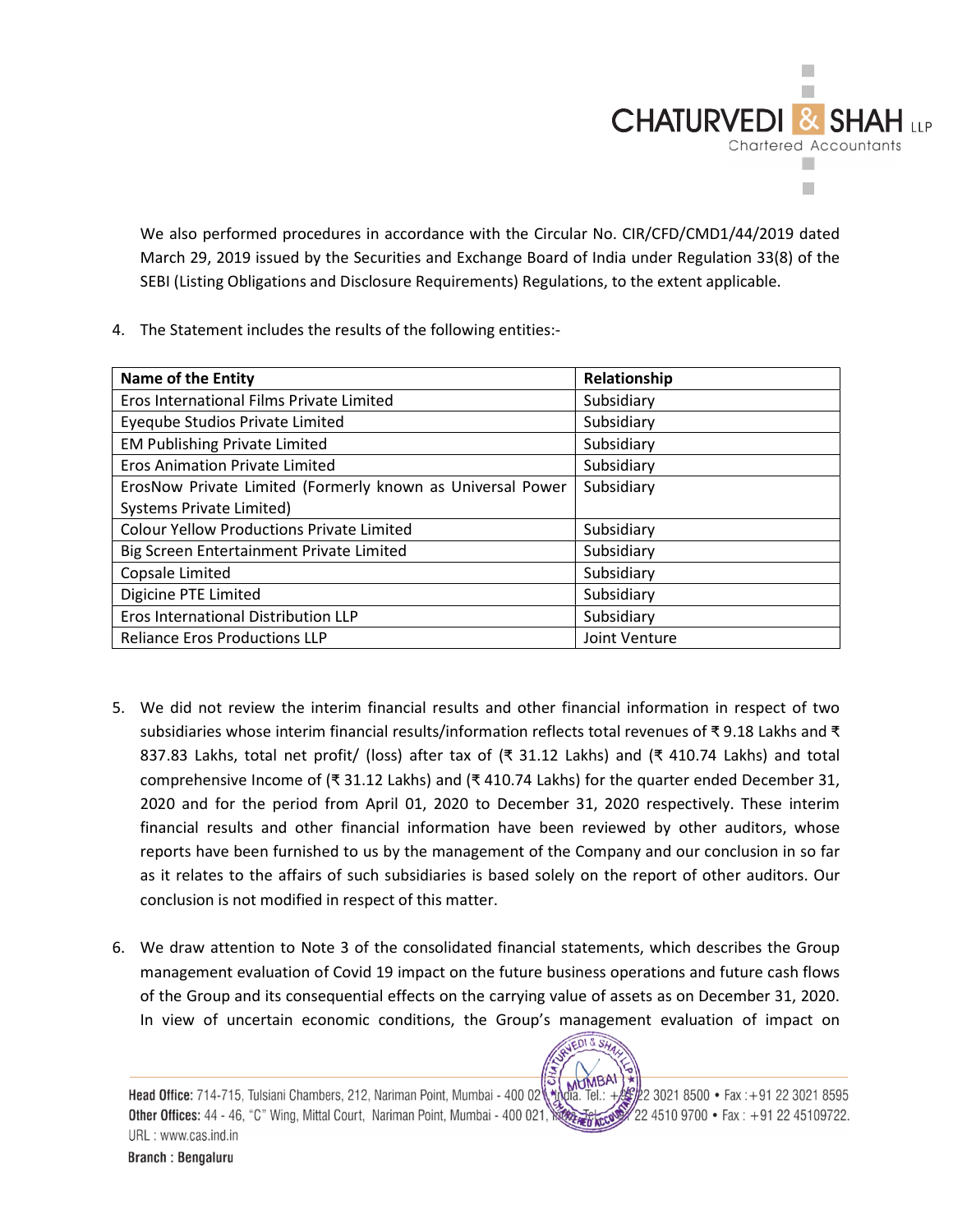We also performed procedures in accordance with the Circular No. CIR/CFD/CMD1/44/2019 dated March 29, 2019 issued by the Securities and Exchange Board of India under Regulation 33(8) of the SEBI (Listing Obligations and Disclosure Requirements) Regulations, to the extent applicable.

4. The Statement includes the results of the following entities:-

| Name of the Entity | Relationship |
|---|---|
| Eros International Films Private Limited | Subsidiary |
| Eyeqube Studios Private Limited | Subsidiary |
| EM Publishing Private Limited | Subsidiary |
| Eros Animation Private Limited | Subsidiary |
| ErosNow Private Limited (Formerly known as Universal Power Systems Private Limited) | Subsidiary |
| Colour Yellow Productions Private Limited | Subsidiary |
| Big Screen Entertainment Private Limited | Subsidiary |
| Copsale Limited | Subsidiary |
| Digicine PTE Limited | Subsidiary |
| Eros International Distribution LLP | Subsidiary |
| Reliance Eros Productions LLP | Joint Venture |

5. We did not review the interim financial results and other financial information in respect of two subsidiaries whose interim financial results/information reflects total revenues of ₹ 9.18 Lakhs and ₹ 837.83 Lakhs, total net profit/ (loss) after tax of (₹ 31.12 Lakhs) and (₹ 410.74 Lakhs) and total comprehensive Income of (₹ 31.12 Lakhs) and (₹ 410.74 Lakhs) for the quarter ended December 31, 2020 and for the period from April 01, 2020 to December 31, 2020 respectively. These interim financial results and other financial information have been reviewed by other auditors, whose reports have been furnished to us by the management of the Company and our conclusion in so far as it relates to the affairs of such subsidiaries is based solely on the report of other auditors. Our conclusion is not modified in respect of this matter.

6. We draw attention to Note 3 of the consolidated financial statements, which describes the Group management evaluation of Covid 19 impact on the future business operations and future cash flows of the Group and its consequential effects on the carrying value of assets as on December 31, 2020. In view of uncertain economic conditions, the Group's management evaluation of impact on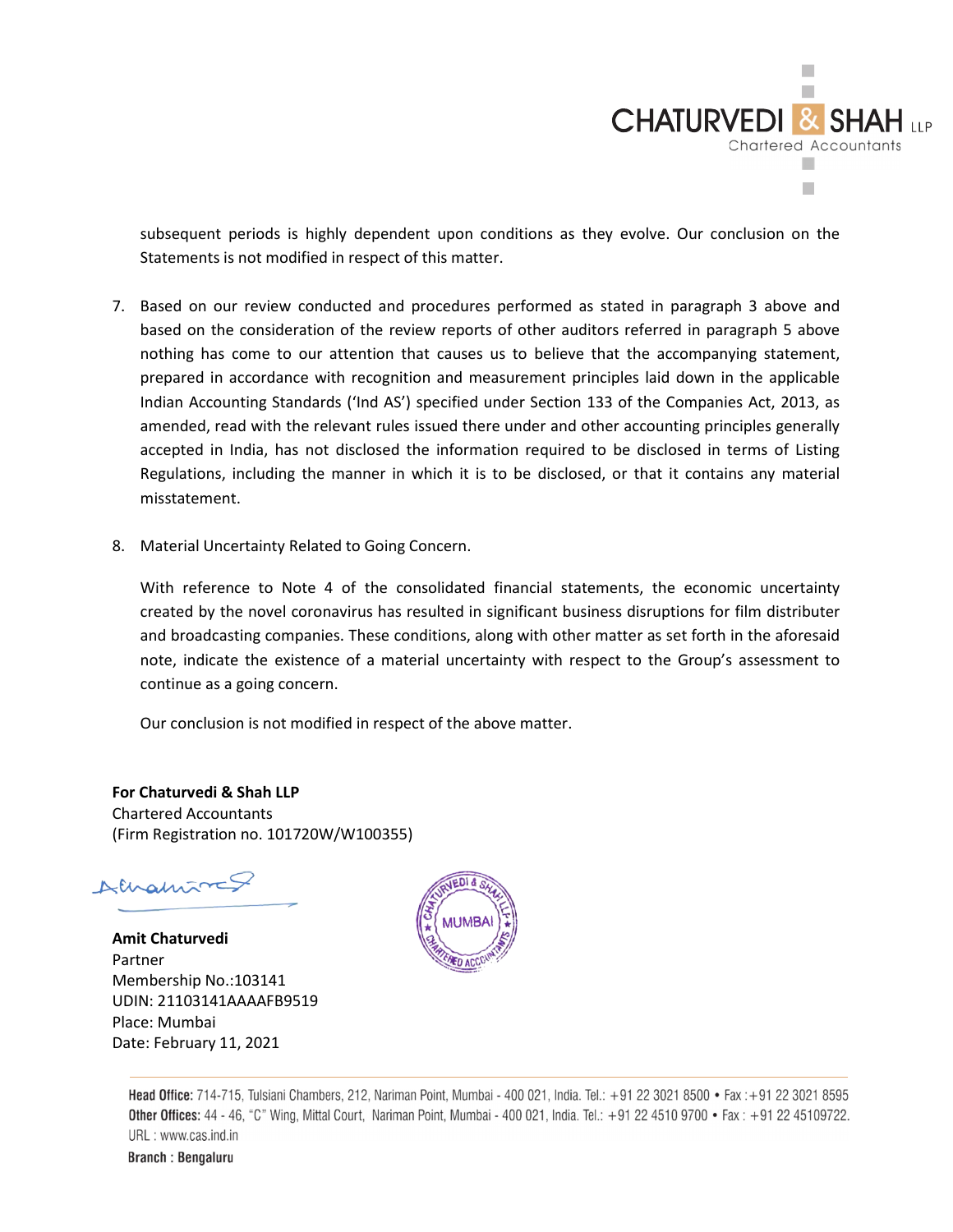subsequent periods is highly dependent upon conditions as they evolve. Our conclusion on the Statements is not modified in respect of this matter.

7. Based on our review conducted and procedures performed as stated in paragraph 3 above and based on the consideration of the review reports of other auditors referred in paragraph 5 above nothing has come to our attention that causes us to believe that the accompanying statement, prepared in accordance with recognition and measurement principles laid down in the applicable Indian Accounting Standards ('Ind AS') specified under Section 133 of the Companies Act, 2013, as amended, read with the relevant rules issued there under and other accounting principles generally accepted in India, has not disclosed the information required to be disclosed in terms of Listing Regulations, including the manner in which it is to be disclosed, or that it contains any material misstatement.

8. Material Uncertainty Related to Going Concern.

   With reference to Note 4 of the consolidated financial statements, the economic uncertainty created by the novel coronavirus has resulted in significant business disruptions for film distributer and broadcasting companies. These conditions, along with other matter as set forth in the aforesaid note, indicate the existence of a material uncertainty with respect to the Group's assessment to continue as a going concern.

   Our conclusion is not modified in respect of the above matter.

**For Chaturvedi & Shah LLP**
Chartered Accountants
(Firm Registration no. 101720W/W100355)

**Amit Chaturvedi**
Partner
Membership No.:103141
UDIN: 21103141AAAAFB9519
Place: Mumbai
Date: February 11, 2021